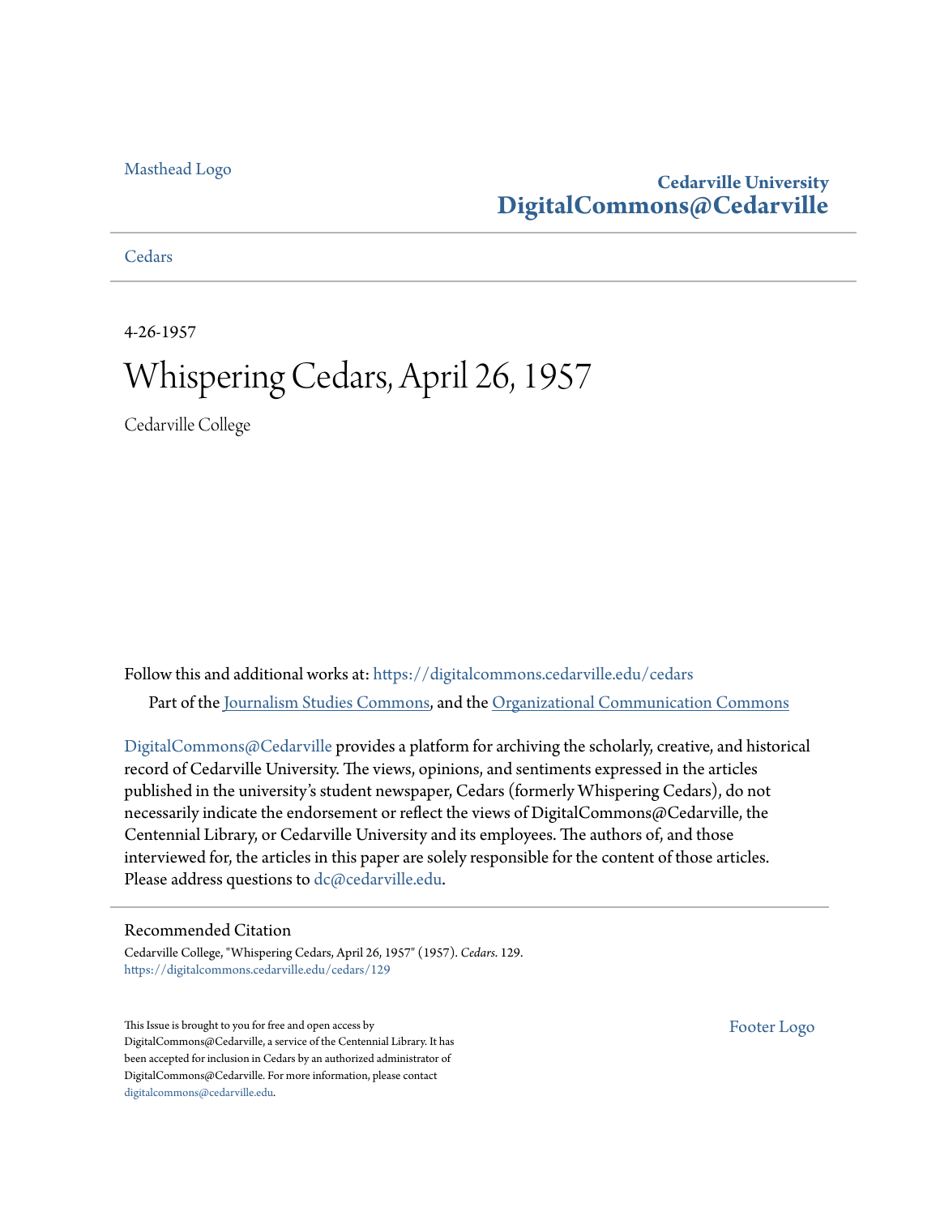Masthead Logo

**Cedarville University**
**DigitalCommons@Cedarville**

Cedars

4-26-1957

# Whispering Cedars, April 26, 1957

Cedarville College

Follow this and additional works at: https://digitalcommons.cedarville.edu/cedars

Part of the Journalism Studies Commons, and the Organizational Communication Commons

DigitalCommons@Cedarville provides a platform for archiving the scholarly, creative, and historical record of Cedarville University. The views, opinions, and sentiments expressed in the articles published in the university's student newspaper, Cedars (formerly Whispering Cedars), do not necessarily indicate the endorsement or reflect the views of DigitalCommons@Cedarville, the Centennial Library, or Cedarville University and its employees. The authors of, and those interviewed for, the articles in this paper are solely responsible for the content of those articles. Please address questions to dc@cedarville.edu.

## Recommended Citation

Cedarville College, "Whispering Cedars, April 26, 1957" (1957). *Cedars*. 129.
https://digitalcommons.cedarville.edu/cedars/129

This Issue is brought to you for free and open access by DigitalCommons@Cedarville, a service of the Centennial Library. It has been accepted for inclusion in Cedars by an authorized administrator of DigitalCommons@Cedarville. For more information, please contact digitalcommons@cedarville.edu.

Footer Logo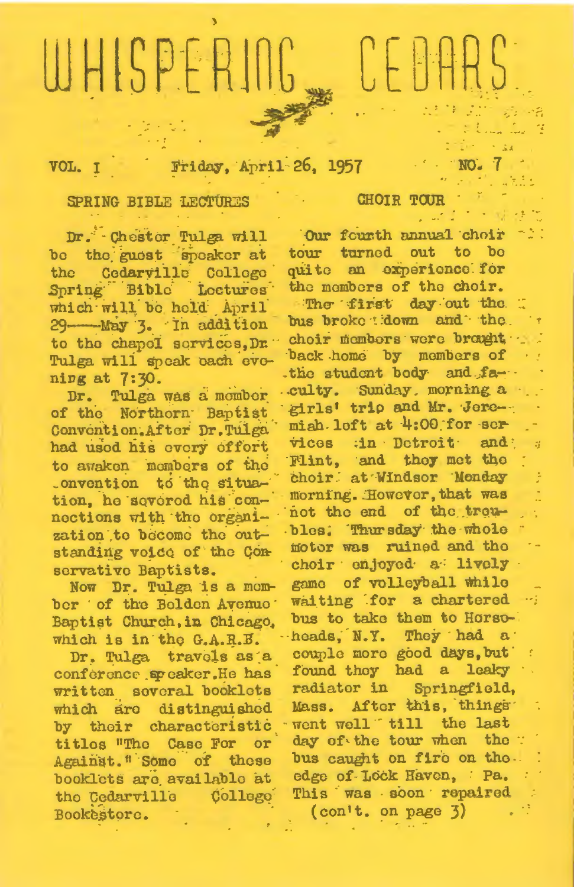# WHISPERING CEDARS

VOL. I Friday, April 26, 1957 NO. 7

## SPRING BIBLE LECTURES

Dr. Chester Tulga will be the guest speaker at the Cedarville College Spring Bible Lectures which will be held April 29——May 3. In addition to the chapel services, Dr. Tulga will speak each evening at 7:30.

Dr. Tulga was a member of the Northern Baptist Convention. After Dr. Tulga had used his every effort to awaken members of the convention to the situation, he severed his connections with the organization to become the outstanding voice of the Conservative Baptists.

Now Dr. Tulga is a member of the Belden Avenue Baptist Church, in Chicago, which is in the G.A.R.B.

Dr. Tulga travels as a conference speaker. He has written several booklets which are distinguished by their characteristic titles "The Case For or Against." Some of these booklets are available at the Cedarville College Bookstore.

## CHOIR TOUR

Our fourth annual choir tour turned out to be quite an experience for the members of the choir. The first day out the bus broke down and the choir members were brought back home by members of the student body and faculty. Sunday morning a girls' trio and Mr. Jeremiah left at 4:00 for services in Detroit and Flint, and they met the choir at Windsor Monday morning. However, that was not the end of the troubles. Thursday the whole motor was ruined and the choir enjoyed a lively game of volleyball while waiting for a chartered bus to take them to Horseheads, N.Y. They had a couple more good days, but found they had a leaky radiator in Springfield, Mass. After this, things went well till the last day of the tour when the bus caught on fire on the edge of Lock Haven, Pa. This was soon repaired

(con't. on page 3)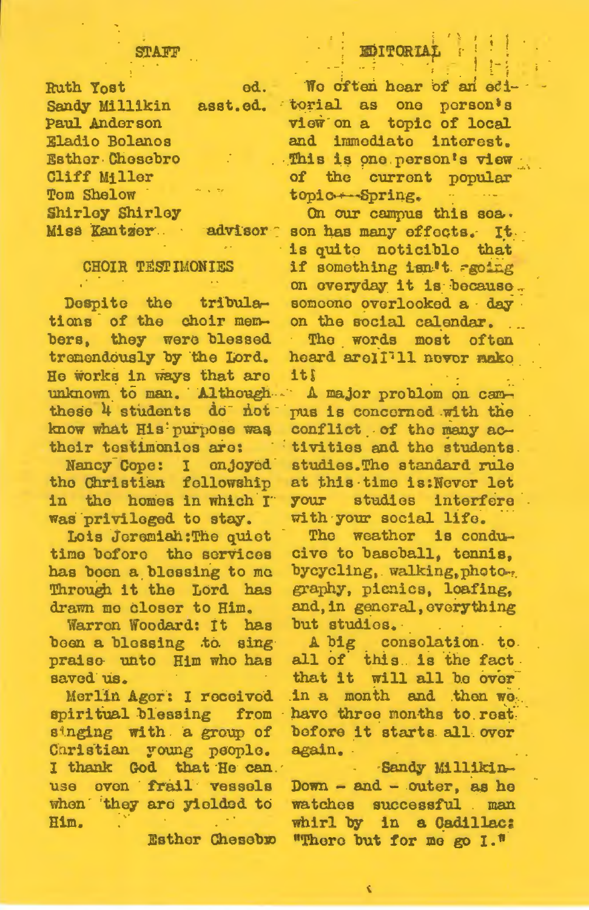## STAFF

Ruth Yost ed.
Sandy Millikin asst.ed.
Paul Anderson
Eladio Bolanos
Esther Chesebro
Cliff Miller
Tom Shelow
Shirley Shirley
Miss Kantzer advisor

## CHOIR TESTIMONIES

Despite the tribulations of the choir members, they were blessed tremendously by the Lord. He works in ways that are unknown to man. Although these 4 students do not know what His purpose was their testimonies are:

Nancy Cope: I enjoyed the Christian fellowship in the homes in which I was privileged to stay.

Lois Jeremiah: The quiet time before the services has been a blessing to me Through it the Lord has drawn me closer to Him.

Warren Woodard: It has been a blessing to sing praise unto Him who has saved us.

Merlin Ager: I received spiritual blessing from singing with a group of Christian young people. I thank God that He can use even frail vessels when they are yielded to Him.

Esther Chesebro

## EDITORIAL

We often hear of an editorial as one person's view on a topic of local and immediate interest. This is one person's view of the current popular topic---Spring.

On our campus this season has many effects. It is quite noticible that if something isn't going on everyday it is because someone overlooked a day on the social calendar.

The words most often heard are: I'll never make it!

A major problem on campus is concerned with the conflict of the many activities and the students studies. The standard rule at this time is: Never let your studies interfere with your social life.

The weather is conducive to baseball, tennis, bycycling, walking, photography, picnics, loafing, and, in general, everything but studies.

A big consolation to all of this is the fact that it will all be over in a month and then we have three months to rest before it starts all over again.

Sandy Millikin

Down - and - outer, as he watches successful man whirl by in a Cadillac: "There but for me go I."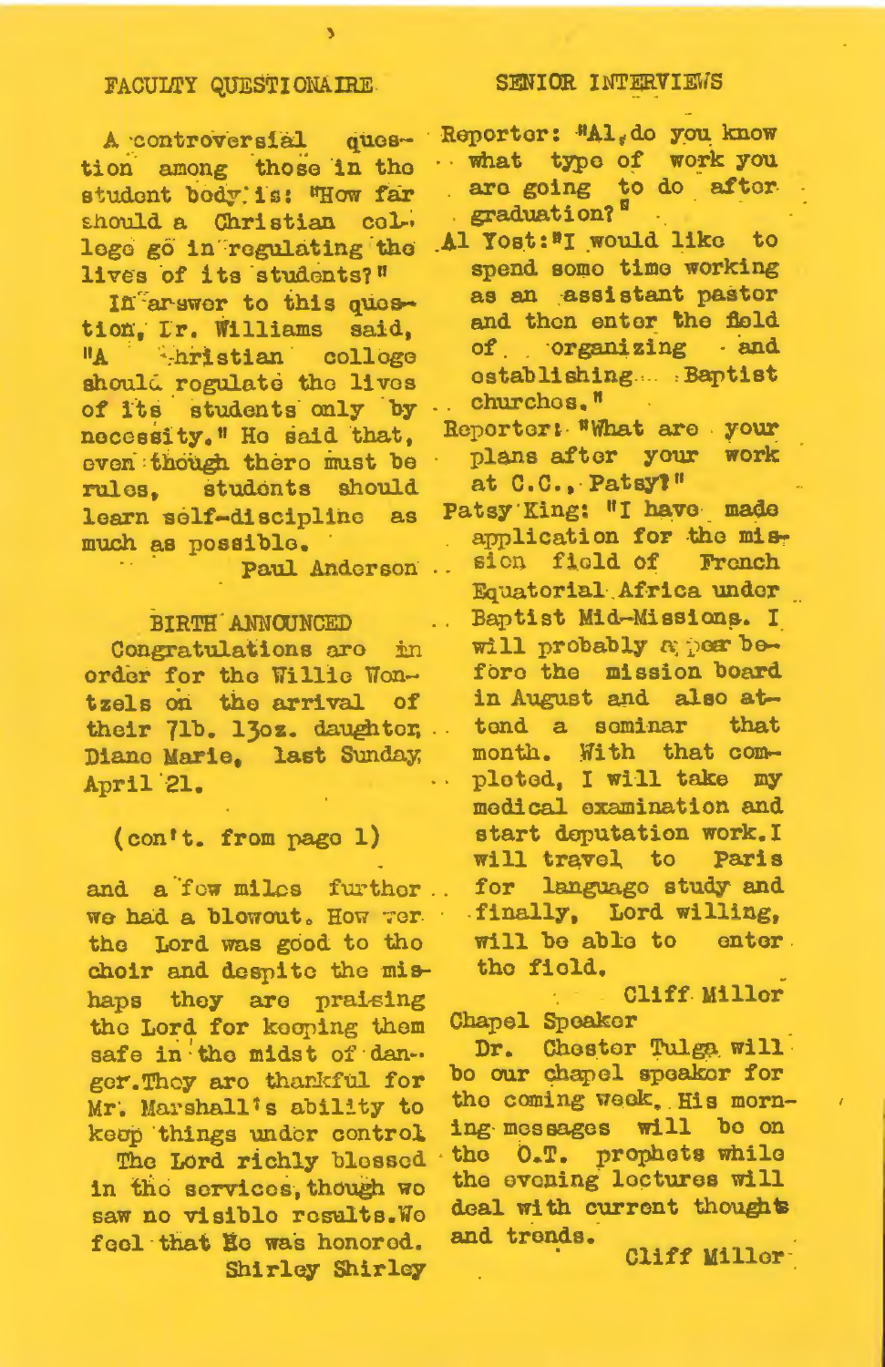## FACULTY QUESTIONAIRE

A controversial question among those in the student body is: "How far should a Christian college go in regulating the lives of its students?"

In answer to this question, Dr. Williams said, "A Christian college should regulate the lives of its students only by necessity." He said that, even though there must be rules, students should learn self-discipline as much as possible.

Paul Anderson

## BIRTH ANNOUNCED

Congratulations are in order for the Willie Wontzels on the arrival of their 7lb. 13oz. daughter, Diane Marie, last Sunday, April 21.

(con't. from page 1)

and a few miles further we had a blowout. However the Lord was good to the choir and despite the mishaps they are praising the Lord for keeping them safe in the midst of danger. They are thankful for Mr. Marshall's ability to keep things under control.

The Lord richly blessed in the services, though we saw no visible results. We feel that He was honored.

Shirley Shirley

## SENIOR INTERVIEWS

Reporter: "Al, do you know what type of work you are going to do after graduation?"

Al Yost: "I would like to spend some time working as an assistant pastor and then enter the field of organizing and establishing Baptist churches."

Reporter: "What are your plans after your work at C.C., Patsy?"

Patsy King: "I have made application for the mission field of French Equatorial Africa under Baptist Mid-Missions. I will probably appear before the mission board in August and also attend a seminar that month. With that completed, I will take my medical examination and start deputation work. I will travel to Paris for language study and finally, Lord willing, will be able to enter the field.

Cliff Miller

## Chapel Speaker

Dr. Chester Tulga will be our chapel speaker for the coming week. His morning messages will be on the O.T. prophets while the evening lectures will deal with current thoughts and trends.

Cliff Miller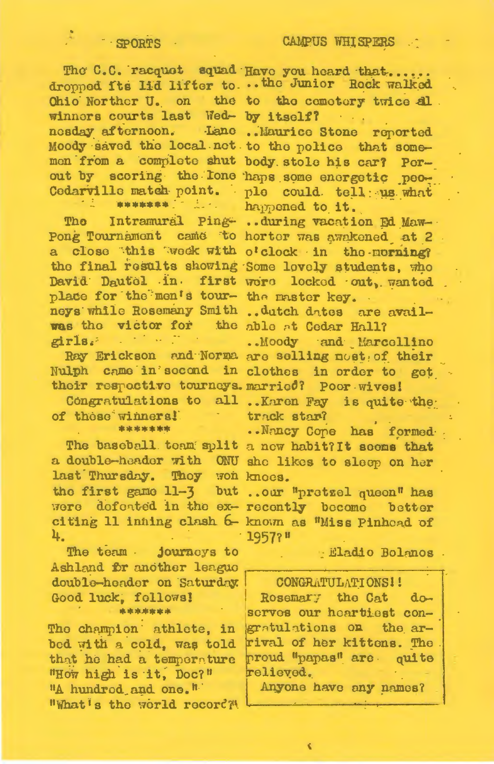## SPORTS

The C.C. racquet squad dropped its lid lifter to Ohio Norther U. on the winners courts last Wednesday afternoon. Lane Moody saved the local net men from a complete shut out by scoring the lone Cedarville match point.

*******

The Intramural Ping-Pong Tournament came to a close this week with the final results showing David Dautel in first place for the men's tourneys while Rosemany Smith was the victor for the girls.

Ray Erickson and Norma Nulph came in second in their respective tourneys.

Congratulations to all of these winners!

*******

The baseball team split a double-header with ONU last Thursday. They won the first game 11-3 but were defeated in the exciting 11 inning clash 6-4.

The team journeys to Ashland for another league double-header on Saturday. Good luck, fellows!

*******

The champion athlete, in bed with a cold, was told that he had a temperature "How high is it, Doc?" "A hundred and one." "What's the world record?"

## CAMPUS WHISPERS

Have you heard that......

..the Junior Rock walked to the cemetery twice all by itself?

..Maurice Stone reported to the police that somebody stole his car? Perhaps some energetic people could tell us what happened to it.

..during vacation Ed Mawhorter was awakened at 2 o'clock in the morning? Some lovely students, who were locked out, wanted the master key.

..dutch dates are available at Cedar Hall?

..Moody and Marcellino are selling most of their clothes in order to get married? Poor wives!

..Karen Fay is quite the track star?

..Nancy Cope has formed a new habit? It seems that she likes to sleep on her knees.

..our "pretzel queen" has recently become better known as "Miss Pinhead of 1957?"

Eladio Bolanos

**CONGRATULATIONS!!**

Rosemary the Cat deserves our heartiest congratulations on the arrival of her kittens. The proud "papas" are quite relieved.

Anyone have any names?